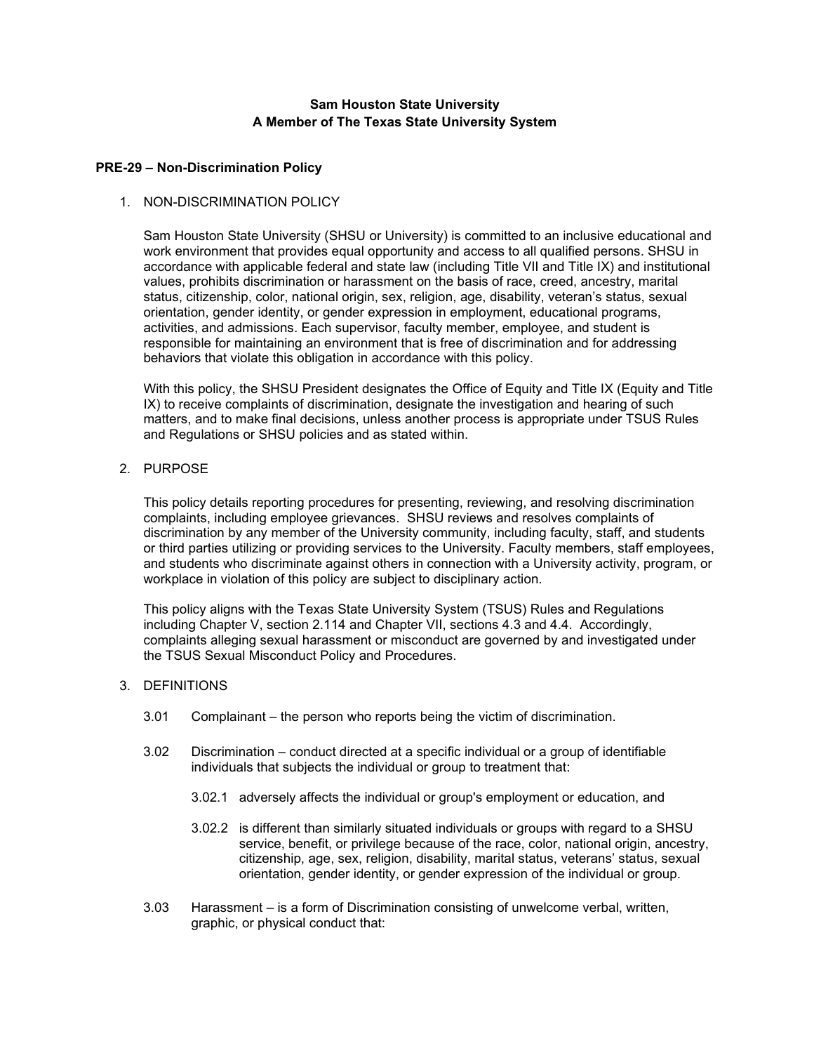**Sam Houston State University**
**A Member of The Texas State University System**

## PRE-29 – Non-Discrimination Policy

1. NON-DISCRIMINATION POLICY

   Sam Houston State University (SHSU or University) is committed to an inclusive educational and work environment that provides equal opportunity and access to all qualified persons. SHSU in accordance with applicable federal and state law (including Title VII and Title IX) and institutional values, prohibits discrimination or harassment on the basis of race, creed, ancestry, marital status, citizenship, color, national origin, sex, religion, age, disability, veteran's status, sexual orientation, gender identity, or gender expression in employment, educational programs, activities, and admissions. Each supervisor, faculty member, employee, and student is responsible for maintaining an environment that is free of discrimination and for addressing behaviors that violate this obligation in accordance with this policy.

   With this policy, the SHSU President designates the Office of Equity and Title IX (Equity and Title IX) to receive complaints of discrimination, designate the investigation and hearing of such matters, and to make final decisions, unless another process is appropriate under TSUS Rules and Regulations or SHSU policies and as stated within.

2. PURPOSE

   This policy details reporting procedures for presenting, reviewing, and resolving discrimination complaints, including employee grievances. SHSU reviews and resolves complaints of discrimination by any member of the University community, including faculty, staff, and students or third parties utilizing or providing services to the University. Faculty members, staff employees, and students who discriminate against others in connection with a University activity, program, or workplace in violation of this policy are subject to disciplinary action.

   This policy aligns with the Texas State University System (TSUS) Rules and Regulations including Chapter V, section 2.114 and Chapter VII, sections 4.3 and 4.4. Accordingly, complaints alleging sexual harassment or misconduct are governed by and investigated under the TSUS Sexual Misconduct Policy and Procedures.

3. DEFINITIONS

   3.01 Complainant – the person who reports being the victim of discrimination.

   3.02 Discrimination – conduct directed at a specific individual or a group of identifiable individuals that subjects the individual or group to treatment that:

   3.02.1 adversely affects the individual or group's employment or education, and

   3.02.2 is different than similarly situated individuals or groups with regard to a SHSU service, benefit, or privilege because of the race, color, national origin, ancestry, citizenship, age, sex, religion, disability, marital status, veterans' status, sexual orientation, gender identity, or gender expression of the individual or group.

   3.03 Harassment – is a form of Discrimination consisting of unwelcome verbal, written, graphic, or physical conduct that: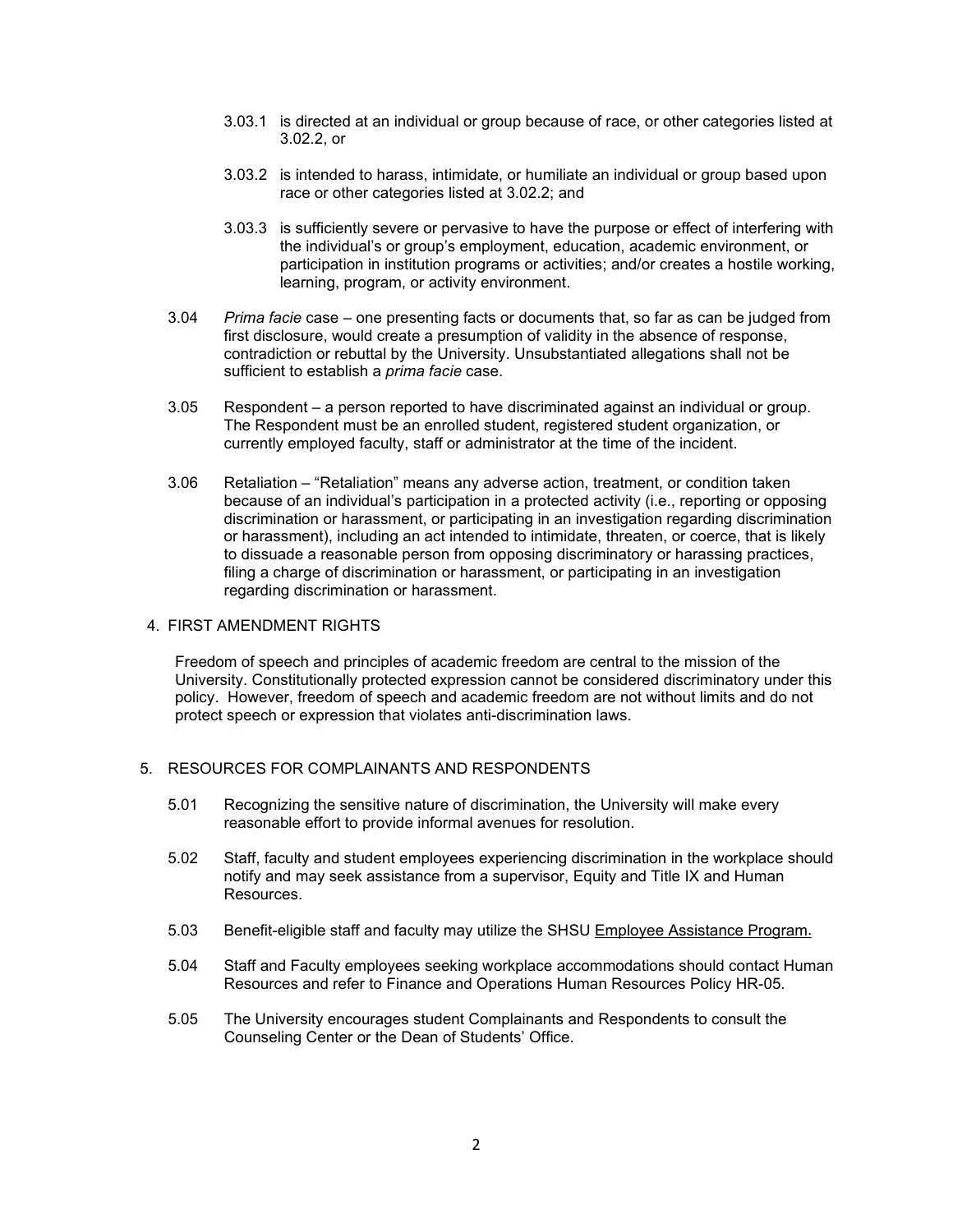3.03.1 is directed at an individual or group because of race, or other categories listed at 3.02.2, or

3.03.2 is intended to harass, intimidate, or humiliate an individual or group based upon race or other categories listed at 3.02.2; and

3.03.3 is sufficiently severe or pervasive to have the purpose or effect of interfering with the individual's or group's employment, education, academic environment, or participation in institution programs or activities; and/or creates a hostile working, learning, program, or activity environment.

3.04 *Prima facie* case – one presenting facts or documents that, so far as can be judged from first disclosure, would create a presumption of validity in the absence of response, contradiction or rebuttal by the University. Unsubstantiated allegations shall not be sufficient to establish a *prima facie* case.

3.05 Respondent – a person reported to have discriminated against an individual or group. The Respondent must be an enrolled student, registered student organization, or currently employed faculty, staff or administrator at the time of the incident.

3.06 Retaliation – "Retaliation" means any adverse action, treatment, or condition taken because of an individual's participation in a protected activity (i.e., reporting or opposing discrimination or harassment, or participating in an investigation regarding discrimination or harassment), including an act intended to intimidate, threaten, or coerce, that is likely to dissuade a reasonable person from opposing discriminatory or harassing practices, filing a charge of discrimination or harassment, or participating in an investigation regarding discrimination or harassment.

## 4. FIRST AMENDMENT RIGHTS

Freedom of speech and principles of academic freedom are central to the mission of the University. Constitutionally protected expression cannot be considered discriminatory under this policy. However, freedom of speech and academic freedom are not without limits and do not protect speech or expression that violates anti-discrimination laws.

## 5. RESOURCES FOR COMPLAINANTS AND RESPONDENTS

5.01 Recognizing the sensitive nature of discrimination, the University will make every reasonable effort to provide informal avenues for resolution.

5.02 Staff, faculty and student employees experiencing discrimination in the workplace should notify and may seek assistance from a supervisor, Equity and Title IX and Human Resources.

5.03 Benefit-eligible staff and faculty may utilize the SHSU Employee Assistance Program.

5.04 Staff and Faculty employees seeking workplace accommodations should contact Human Resources and refer to Finance and Operations Human Resources Policy HR-05.

5.05 The University encourages student Complainants and Respondents to consult the Counseling Center or the Dean of Students' Office.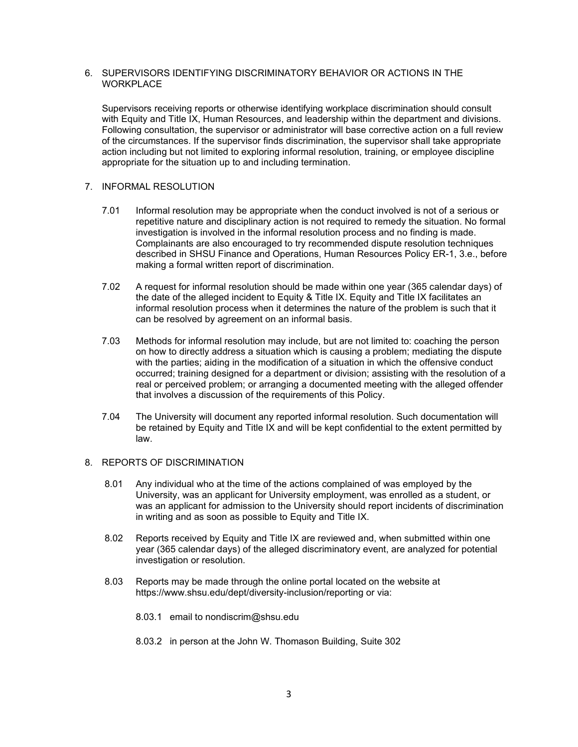## 6. SUPERVISORS IDENTIFYING DISCRIMINATORY BEHAVIOR OR ACTIONS IN THE WORKPLACE

Supervisors receiving reports or otherwise identifying workplace discrimination should consult with Equity and Title IX, Human Resources, and leadership within the department and divisions. Following consultation, the supervisor or administrator will base corrective action on a full review of the circumstances. If the supervisor finds discrimination, the supervisor shall take appropriate action including but not limited to exploring informal resolution, training, or employee discipline appropriate for the situation up to and including termination.

## 7. INFORMAL RESOLUTION

7.01 Informal resolution may be appropriate when the conduct involved is not of a serious or repetitive nature and disciplinary action is not required to remedy the situation. No formal investigation is involved in the informal resolution process and no finding is made. Complainants are also encouraged to try recommended dispute resolution techniques described in SHSU Finance and Operations, Human Resources Policy ER-1, 3.e., before making a formal written report of discrimination.

7.02 A request for informal resolution should be made within one year (365 calendar days) of the date of the alleged incident to Equity & Title IX. Equity and Title IX facilitates an informal resolution process when it determines the nature of the problem is such that it can be resolved by agreement on an informal basis.

7.03 Methods for informal resolution may include, but are not limited to: coaching the person on how to directly address a situation which is causing a problem; mediating the dispute with the parties; aiding in the modification of a situation in which the offensive conduct occurred; training designed for a department or division; assisting with the resolution of a real or perceived problem; or arranging a documented meeting with the alleged offender that involves a discussion of the requirements of this Policy.

7.04 The University will document any reported informal resolution. Such documentation will be retained by Equity and Title IX and will be kept confidential to the extent permitted by law.

## 8. REPORTS OF DISCRIMINATION

8.01 Any individual who at the time of the actions complained of was employed by the University, was an applicant for University employment, was enrolled as a student, or was an applicant for admission to the University should report incidents of discrimination in writing and as soon as possible to Equity and Title IX.

8.02 Reports received by Equity and Title IX are reviewed and, when submitted within one year (365 calendar days) of the alleged discriminatory event, are analyzed for potential investigation or resolution.

8.03 Reports may be made through the online portal located on the website at https://www.shsu.edu/dept/diversity-inclusion/reporting or via:

8.03.1 email to nondiscrim@shsu.edu

8.03.2 in person at the John W. Thomason Building, Suite 302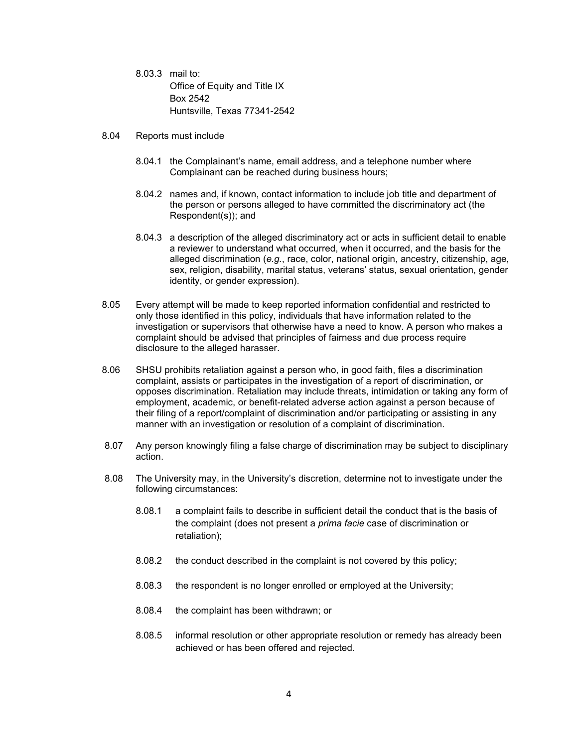8.03.3 mail to:
Office of Equity and Title IX
Box 2542
Huntsville, Texas 77341-2542

8.04 Reports must include

8.04.1 the Complainant's name, email address, and a telephone number where Complainant can be reached during business hours;

8.04.2 names and, if known, contact information to include job title and department of the person or persons alleged to have committed the discriminatory act (the Respondent(s)); and

8.04.3 a description of the alleged discriminatory act or acts in sufficient detail to enable a reviewer to understand what occurred, when it occurred, and the basis for the alleged discrimination (*e.g.*, race, color, national origin, ancestry, citizenship, age, sex, religion, disability, marital status, veterans' status, sexual orientation, gender identity, or gender expression).

8.05 Every attempt will be made to keep reported information confidential and restricted to only those identified in this policy, individuals that have information related to the investigation or supervisors that otherwise have a need to know. A person who makes a complaint should be advised that principles of fairness and due process require disclosure to the alleged harasser.

8.06 SHSU prohibits retaliation against a person who, in good faith, files a discrimination complaint, assists or participates in the investigation of a report of discrimination, or opposes discrimination. Retaliation may include threats, intimidation or taking any form of employment, academic, or benefit-related adverse action against a person because of their filing of a report/complaint of discrimination and/or participating or assisting in any manner with an investigation or resolution of a complaint of discrimination.

8.07 Any person knowingly filing a false charge of discrimination may be subject to disciplinary action.

8.08 The University may, in the University's discretion, determine not to investigate under the following circumstances:

8.08.1 a complaint fails to describe in sufficient detail the conduct that is the basis of the complaint (does not present a *prima facie* case of discrimination or retaliation);

8.08.2 the conduct described in the complaint is not covered by this policy;

8.08.3 the respondent is no longer enrolled or employed at the University;

8.08.4 the complaint has been withdrawn; or

8.08.5 informal resolution or other appropriate resolution or remedy has already been achieved or has been offered and rejected.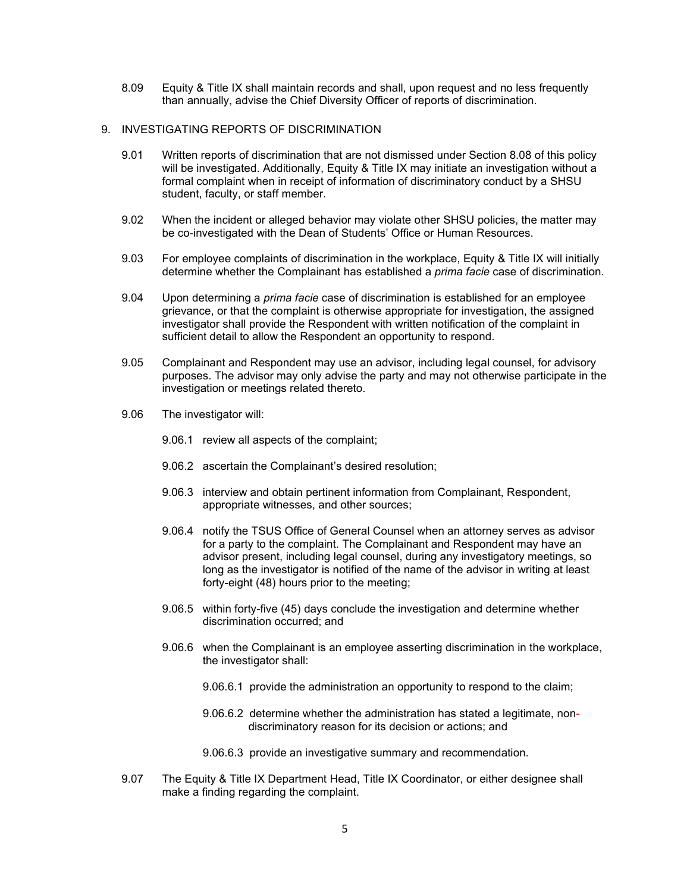8.09 Equity & Title IX shall maintain records and shall, upon request and no less frequently than annually, advise the Chief Diversity Officer of reports of discrimination.

## 9. INVESTIGATING REPORTS OF DISCRIMINATION

9.01 Written reports of discrimination that are not dismissed under Section 8.08 of this policy will be investigated. Additionally, Equity & Title IX may initiate an investigation without a formal complaint when in receipt of information of discriminatory conduct by a SHSU student, faculty, or staff member.

9.02 When the incident or alleged behavior may violate other SHSU policies, the matter may be co-investigated with the Dean of Students' Office or Human Resources.

9.03 For employee complaints of discrimination in the workplace, Equity & Title IX will initially determine whether the Complainant has established a *prima facie* case of discrimination.

9.04 Upon determining a *prima facie* case of discrimination is established for an employee grievance, or that the complaint is otherwise appropriate for investigation, the assigned investigator shall provide the Respondent with written notification of the complaint in sufficient detail to allow the Respondent an opportunity to respond.

9.05 Complainant and Respondent may use an advisor, including legal counsel, for advisory purposes. The advisor may only advise the party and may not otherwise participate in the investigation or meetings related thereto.

9.06 The investigator will:

9.06.1 review all aspects of the complaint;

9.06.2 ascertain the Complainant's desired resolution;

9.06.3 interview and obtain pertinent information from Complainant, Respondent, appropriate witnesses, and other sources;

9.06.4 notify the TSUS Office of General Counsel when an attorney serves as advisor for a party to the complaint. The Complainant and Respondent may have an advisor present, including legal counsel, during any investigatory meetings, so long as the investigator is notified of the name of the advisor in writing at least forty-eight (48) hours prior to the meeting;

9.06.5 within forty-five (45) days conclude the investigation and determine whether discrimination occurred; and

9.06.6 when the Complainant is an employee asserting discrimination in the workplace, the investigator shall:

9.06.6.1 provide the administration an opportunity to respond to the claim;

9.06.6.2 determine whether the administration has stated a legitimate, non-discriminatory reason for its decision or actions; and

9.06.6.3 provide an investigative summary and recommendation.

9.07 The Equity & Title IX Department Head, Title IX Coordinator, or either designee shall make a finding regarding the complaint.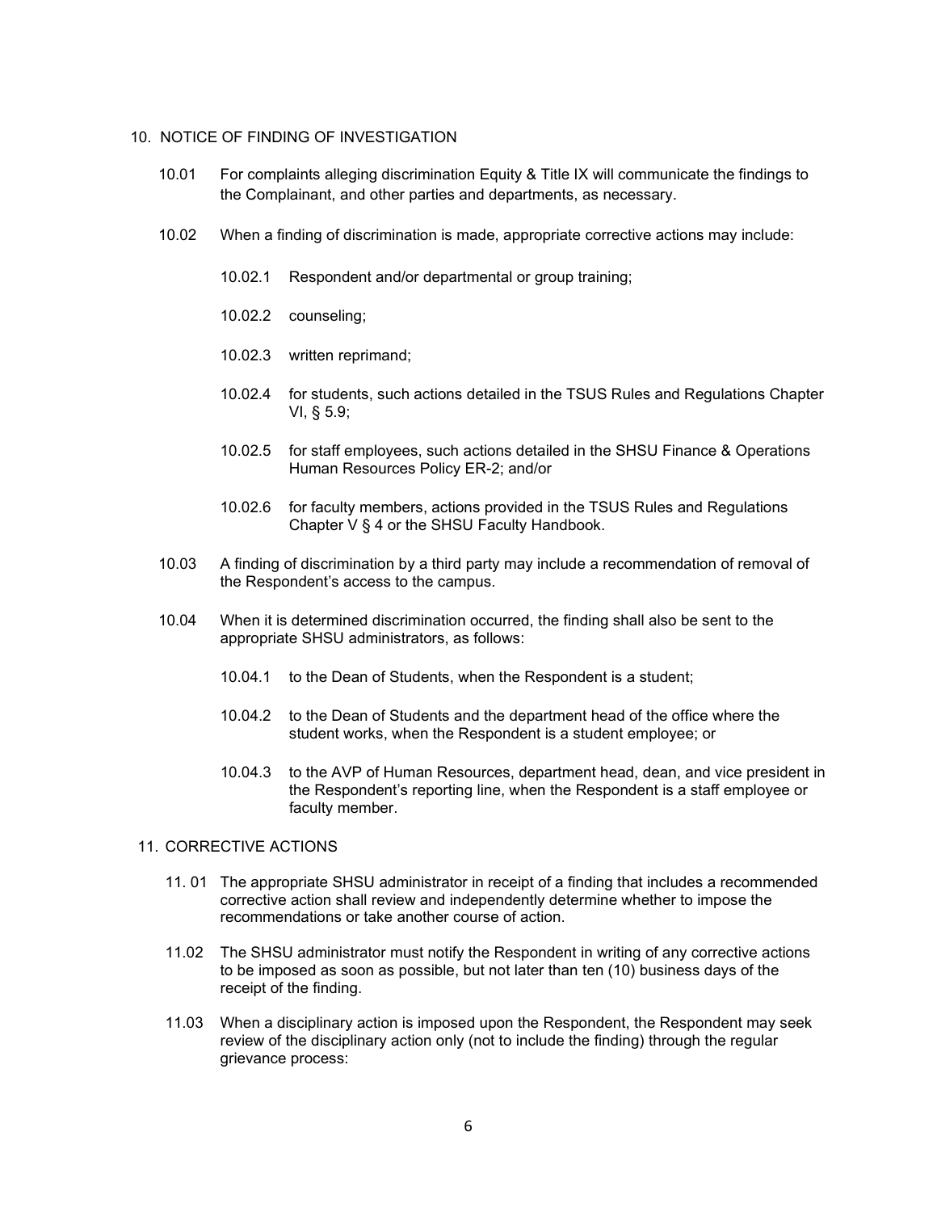## 10. NOTICE OF FINDING OF INVESTIGATION

10.01 For complaints alleging discrimination Equity & Title IX will communicate the findings to the Complainant, and other parties and departments, as necessary.

10.02 When a finding of discrimination is made, appropriate corrective actions may include:

10.02.1 Respondent and/or departmental or group training;

10.02.2 counseling;

10.02.3 written reprimand;

10.02.4 for students, such actions detailed in the TSUS Rules and Regulations Chapter VI, § 5.9;

10.02.5 for staff employees, such actions detailed in the SHSU Finance & Operations Human Resources Policy ER-2; and/or

10.02.6 for faculty members, actions provided in the TSUS Rules and Regulations Chapter V § 4 or the SHSU Faculty Handbook.

10.03 A finding of discrimination by a third party may include a recommendation of removal of the Respondent's access to the campus.

10.04 When it is determined discrimination occurred, the finding shall also be sent to the appropriate SHSU administrators, as follows:

10.04.1 to the Dean of Students, when the Respondent is a student;

10.04.2 to the Dean of Students and the department head of the office where the student works, when the Respondent is a student employee; or

10.04.3 to the AVP of Human Resources, department head, dean, and vice president in the Respondent's reporting line, when the Respondent is a staff employee or faculty member.

## 11. CORRECTIVE ACTIONS

11. 01 The appropriate SHSU administrator in receipt of a finding that includes a recommended corrective action shall review and independently determine whether to impose the recommendations or take another course of action.

11.02 The SHSU administrator must notify the Respondent in writing of any corrective actions to be imposed as soon as possible, but not later than ten (10) business days of the receipt of the finding.

11.03 When a disciplinary action is imposed upon the Respondent, the Respondent may seek review of the disciplinary action only (not to include the finding) through the regular grievance process: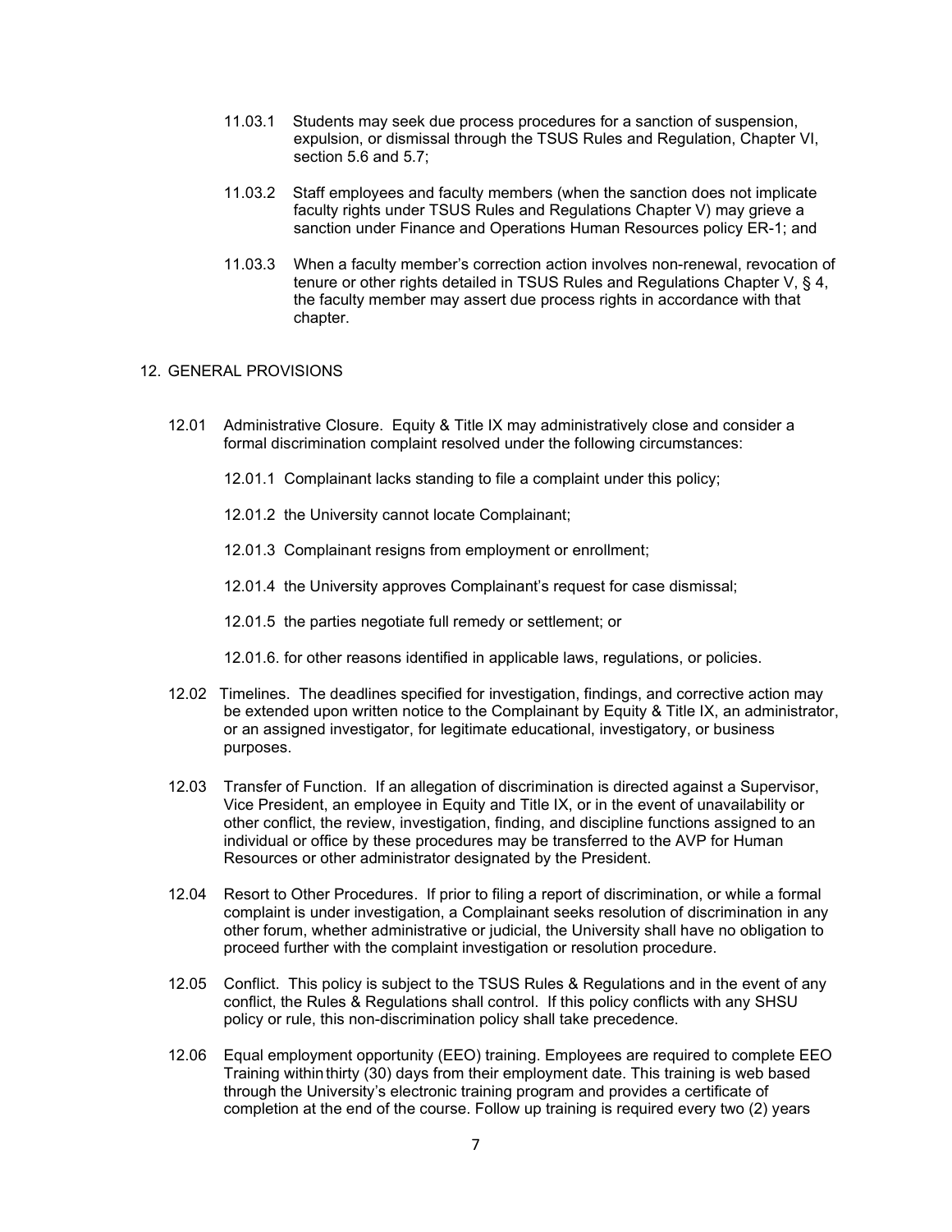11.03.1 Students may seek due process procedures for a sanction of suspension, expulsion, or dismissal through the TSUS Rules and Regulation, Chapter VI, section 5.6 and 5.7;

11.03.2 Staff employees and faculty members (when the sanction does not implicate faculty rights under TSUS Rules and Regulations Chapter V) may grieve a sanction under Finance and Operations Human Resources policy ER-1; and

11.03.3 When a faculty member's correction action involves non-renewal, revocation of tenure or other rights detailed in TSUS Rules and Regulations Chapter V, § 4, the faculty member may assert due process rights in accordance with that chapter.

## 12. GENERAL PROVISIONS

12.01 Administrative Closure. Equity & Title IX may administratively close and consider a formal discrimination complaint resolved under the following circumstances:

12.01.1 Complainant lacks standing to file a complaint under this policy;

12.01.2 the University cannot locate Complainant;

12.01.3 Complainant resigns from employment or enrollment;

12.01.4 the University approves Complainant's request for case dismissal;

12.01.5 the parties negotiate full remedy or settlement; or

12.01.6. for other reasons identified in applicable laws, regulations, or policies.

12.02 Timelines. The deadlines specified for investigation, findings, and corrective action may be extended upon written notice to the Complainant by Equity & Title IX, an administrator, or an assigned investigator, for legitimate educational, investigatory, or business purposes.

12.03 Transfer of Function. If an allegation of discrimination is directed against a Supervisor, Vice President, an employee in Equity and Title IX, or in the event of unavailability or other conflict, the review, investigation, finding, and discipline functions assigned to an individual or office by these procedures may be transferred to the AVP for Human Resources or other administrator designated by the President.

12.04 Resort to Other Procedures. If prior to filing a report of discrimination, or while a formal complaint is under investigation, a Complainant seeks resolution of discrimination in any other forum, whether administrative or judicial, the University shall have no obligation to proceed further with the complaint investigation or resolution procedure.

12.05 Conflict. This policy is subject to the TSUS Rules & Regulations and in the event of any conflict, the Rules & Regulations shall control. If this policy conflicts with any SHSU policy or rule, this non-discrimination policy shall take precedence.

12.06 Equal employment opportunity (EEO) training. Employees are required to complete EEO Training within thirty (30) days from their employment date. This training is web based through the University's electronic training program and provides a certificate of completion at the end of the course. Follow up training is required every two (2) years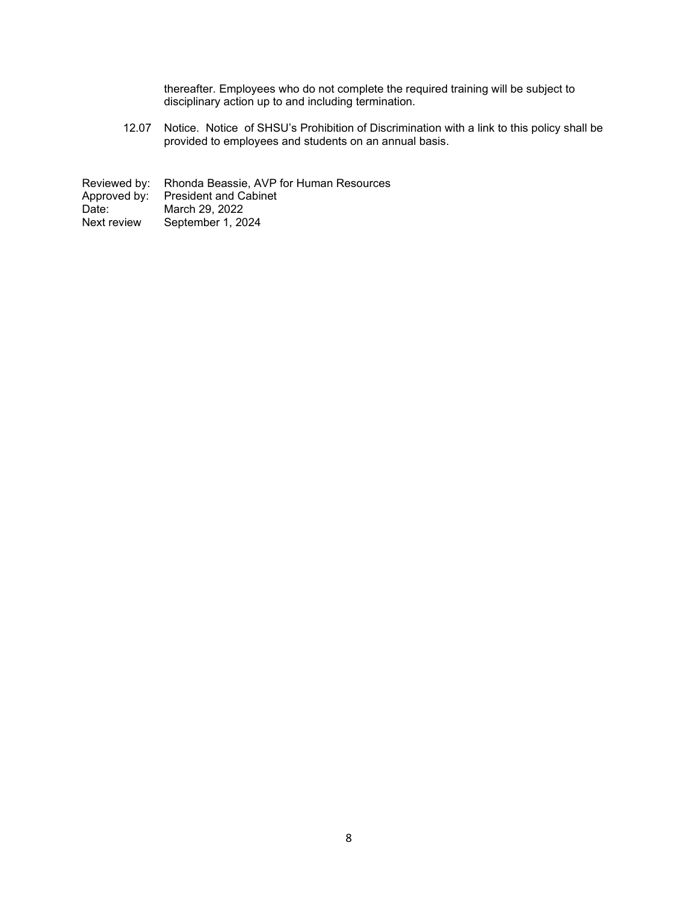thereafter. Employees who do not complete the required training will be subject to disciplinary action up to and including termination.

12.07 Notice. Notice of SHSU's Prohibition of Discrimination with a link to this policy shall be provided to employees and students on an annual basis.

Reviewed by: Rhonda Beassie, AVP for Human Resources
Approved by: President and Cabinet
Date: March 29, 2022
Next review September 1, 2024